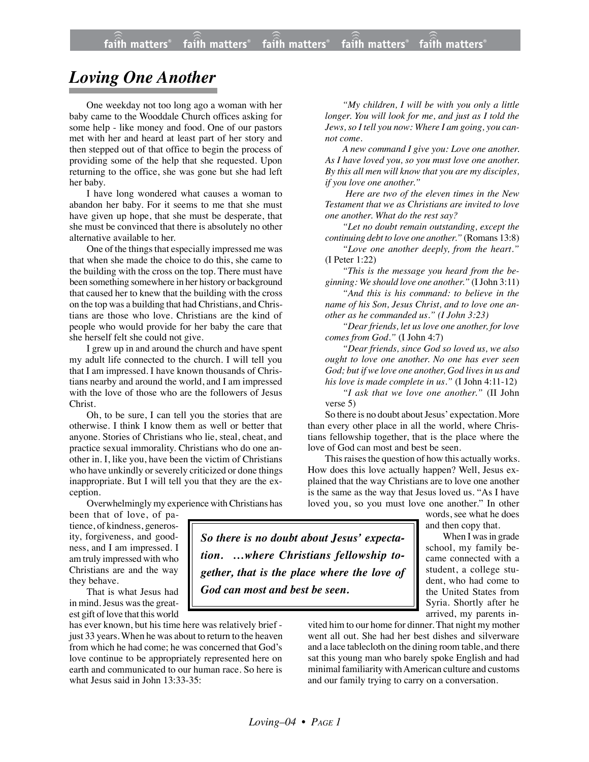# *Loving One Another*

One weekday not too long ago a woman with her baby came to the Wooddale Church offices asking for some help - like money and food. One of our pastors met with her and heard at least part of her story and then stepped out of that office to begin the process of providing some of the help that she requested. Upon returning to the office, she was gone but she had left her baby.

I have long wondered what causes a woman to abandon her baby. For it seems to me that she must have given up hope, that she must be desperate, that she must be convinced that there is absolutely no other alternative available to her.

One of the things that especially impressed me was that when she made the choice to do this, she came to the building with the cross on the top. There must have been something somewhere in her history or background that caused her to knew that the building with the cross on the top was a building that had Christians, and Christians are those who love. Christians are the kind of people who would provide for her baby the care that she herself felt she could not give.

I grew up in and around the church and have spent my adult life connected to the church. I will tell you that I am impressed. I have known thousands of Christians nearby and around the world, and I am impressed with the love of those who are the followers of Jesus Christ.

Oh, to be sure, I can tell you the stories that are otherwise. I think I know them as well or better that anyone. Stories of Christians who lie, steal, cheat, and practice sexual immorality. Christians who do one another in. I, like you, have been the victim of Christians who have unkindly or severely criticized or done things inappropriate. But I will tell you that they are the exception.

Overwhelmingly my experience with Christians has been that of love, of patience, of kindness, generosity, forgiveness, and goodness, and I am impressed. I am truly impressed with who Christians are and the way they behave.

That is what Jesus had in mind. Jesus was the greatest gift of love that this world has ever known, but his time here was relatively brief - just 33 years. When he was about to return to the heaven from which he had come; he was concerned that God's love continue to be appropriately represented here on earth and communicated to our human race. So here is what Jesus said in John 13:33-35:

*"My children, I will be with you only a little longer. You will look for me, and just as I told the Jews, so I tell you now: Where I am going, you cannot come.*

*A new command I give you: Love one another. As I have loved you, so you must love one another. By this all men will know that you are my disciples, if you love one another."*

*Here are two of the eleven times in the New Testament that we as Christians are invited to love one another. What do the rest say?*

*"Let no doubt remain outstanding, except the continuing debt to love one another."* (Romans 13:8)

*"Love one another deeply, from the heart."* (I Peter 1:22)

*"This is the message you heard from the beginning: We should love one another."* (I John 3:11)

*"And this is his command: to believe in the name of his Son, Jesus Christ, and to love one another as he commanded us." (I John 3:23)*

*"Dear friends, let us love one another, for love comes from God."* (I John 4:7)

*"Dear friends, since God so loved us, we also ought to love one another. No one has ever seen God; but if we love one another, God lives in us and his love is made complete in us."* (I John 4:11-12)

*"I ask that we love one another."* (II John verse 5)

So there is no doubt about Jesus' expectation. More than every other place in all the world, where Christians fellowship together, that is the place where the love of God can most and best be seen.

**_So there is no doubt about Jesus' expectation. …where Christians fellowship together, that is the place where the love of God can most and best be seen._**

This raises the question of how this actually works. How does this love actually happen? Well, Jesus explained that the way Christians are to love one another is the same as the way that Jesus loved us. "As I have loved you, so you must love one another." In other words, see what he does and then copy that.

When I was in grade school, my family became connected with a student, a college student, who had come to the United States from Syria. Shortly after he arrived, my parents invited him to our home for dinner. That night my mother went all out. She had her best dishes and silverware and a lace tablecloth on the dining room table, and there sat this young man who barely spoke English and had minimal familiarity with American culture and customs and our family trying to carry on a conversation.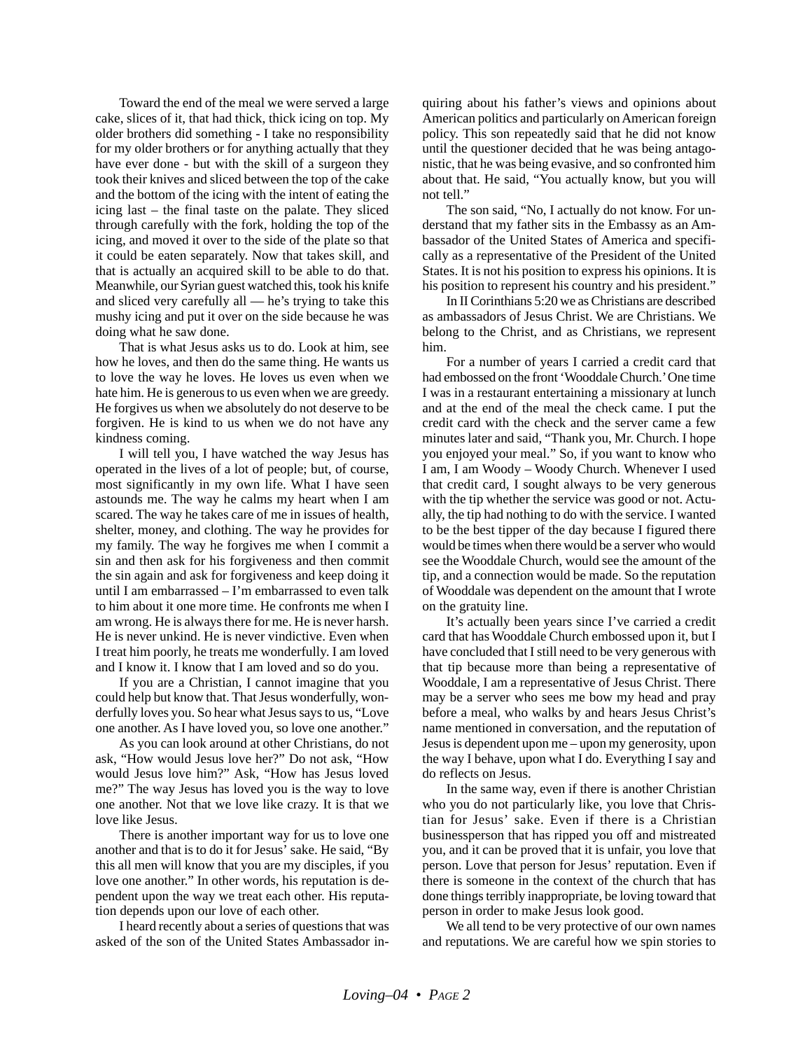Toward the end of the meal we were served a large cake, slices of it, that had thick, thick icing on top. My older brothers did something - I take no responsibility for my older brothers or for anything actually that they have ever done - but with the skill of a surgeon they took their knives and sliced between the top of the cake and the bottom of the icing with the intent of eating the icing last – the final taste on the palate. They sliced through carefully with the fork, holding the top of the icing, and moved it over to the side of the plate so that it could be eaten separately. Now that takes skill, and that is actually an acquired skill to be able to do that. Meanwhile, our Syrian guest watched this, took his knife and sliced very carefully all — he's trying to take this mushy icing and put it over on the side because he was doing what he saw done.

That is what Jesus asks us to do. Look at him, see how he loves, and then do the same thing. He wants us to love the way he loves. He loves us even when we hate him. He is generous to us even when we are greedy. He forgives us when we absolutely do not deserve to be forgiven. He is kind to us when we do not have any kindness coming.

I will tell you, I have watched the way Jesus has operated in the lives of a lot of people; but, of course, most significantly in my own life. What I have seen astounds me. The way he calms my heart when I am scared. The way he takes care of me in issues of health, shelter, money, and clothing. The way he provides for my family. The way he forgives me when I commit a sin and then ask for his forgiveness and then commit the sin again and ask for forgiveness and keep doing it until I am embarrassed – I'm embarrassed to even talk to him about it one more time. He confronts me when I am wrong. He is always there for me. He is never harsh. He is never unkind. He is never vindictive. Even when I treat him poorly, he treats me wonderfully. I am loved and I know it. I know that I am loved and so do you.

If you are a Christian, I cannot imagine that you could help but know that. That Jesus wonderfully, wonderfully loves you. So hear what Jesus says to us, "Love one another. As I have loved you, so love one another."

As you can look around at other Christians, do not ask, "How would Jesus love her?" Do not ask, "How would Jesus love him?" Ask, "How has Jesus loved me?" The way Jesus has loved you is the way to love one another. Not that we love like crazy. It is that we love like Jesus.

There is another important way for us to love one another and that is to do it for Jesus' sake. He said, "By this all men will know that you are my disciples, if you love one another." In other words, his reputation is dependent upon the way we treat each other. His reputation depends upon our love of each other.

I heard recently about a series of questions that was asked of the son of the United States Ambassador inquiring about his father's views and opinions about American politics and particularly on American foreign policy. This son repeatedly said that he did not know until the questioner decided that he was being antagonistic, that he was being evasive, and so confronted him about that. He said, "You actually know, but you will not tell."

The son said, "No, I actually do not know. For understand that my father sits in the Embassy as an Ambassador of the United States of America and specifically as a representative of the President of the United States. It is not his position to express his opinions. It is his position to represent his country and his president."

In II Corinthians 5:20 we as Christians are described as ambassadors of Jesus Christ. We are Christians. We belong to the Christ, and as Christians, we represent him.

For a number of years I carried a credit card that had embossed on the front 'Wooddale Church.' One time I was in a restaurant entertaining a missionary at lunch and at the end of the meal the check came. I put the credit card with the check and the server came a few minutes later and said, "Thank you, Mr. Church. I hope you enjoyed your meal." So, if you want to know who I am, I am Woody – Woody Church. Whenever I used that credit card, I sought always to be very generous with the tip whether the service was good or not. Actually, the tip had nothing to do with the service. I wanted to be the best tipper of the day because I figured there would be times when there would be a server who would see the Wooddale Church, would see the amount of the tip, and a connection would be made. So the reputation of Wooddale was dependent on the amount that I wrote on the gratuity line.

It's actually been years since I've carried a credit card that has Wooddale Church embossed upon it, but I have concluded that I still need to be very generous with that tip because more than being a representative of Wooddale, I am a representative of Jesus Christ. There may be a server who sees me bow my head and pray before a meal, who walks by and hears Jesus Christ's name mentioned in conversation, and the reputation of Jesus is dependent upon me – upon my generosity, upon the way I behave, upon what I do. Everything I say and do reflects on Jesus.

In the same way, even if there is another Christian who you do not particularly like, you love that Christian for Jesus' sake. Even if there is a Christian businessperson that has ripped you off and mistreated you, and it can be proved that it is unfair, you love that person. Love that person for Jesus' reputation. Even if there is someone in the context of the church that has done things terribly inappropriate, be loving toward that person in order to make Jesus look good.

We all tend to be very protective of our own names and reputations. We are careful how we spin stories to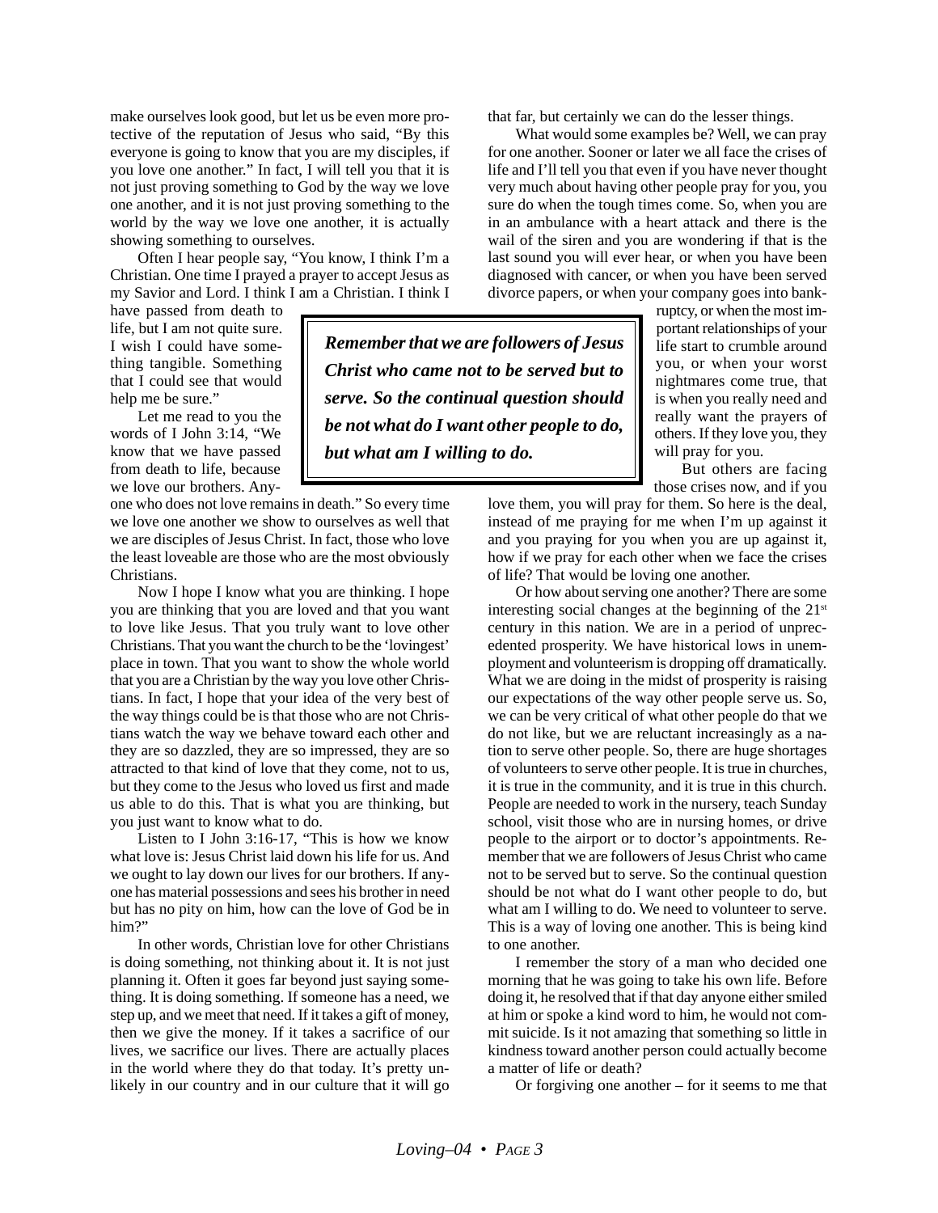make ourselves look good, but let us be even more protective of the reputation of Jesus who said, "By this everyone is going to know that you are my disciples, if you love one another." In fact, I will tell you that it is not just proving something to God by the way we love one another, and it is not just proving something to the world by the way we love one another, it is actually showing something to ourselves.

Often I hear people say, "You know, I think I'm a Christian. One time I prayed a prayer to accept Jesus as my Savior and Lord. I think I am a Christian. I think I have passed from death to life, but I am not quite sure. I wish I could have something tangible. Something that I could see that would help me be sure."

Let me read to you the words of I John 3:14, "We know that we have passed from death to life, because we love our brothers. Anyone who does not love remains in death." So every time we love one another we show to ourselves as well that we are disciples of Jesus Christ. In fact, those who love the least loveable are those who are the most obviously Christians.

Now I hope I know what you are thinking. I hope you are thinking that you are loved and that you want to love like Jesus. That you truly want to love other Christians. That you want the church to be the 'lovingest' place in town. That you want to show the whole world that you are a Christian by the way you love other Christians. In fact, I hope that your idea of the very best of the way things could be is that those who are not Christians watch the way we behave toward each other and they are so dazzled, they are so impressed, they are so attracted to that kind of love that they come, not to us, but they come to the Jesus who loved us first and made us able to do this. That is what you are thinking, but you just want to know what to do.

Listen to I John 3:16-17, "This is how we know what love is: Jesus Christ laid down his life for us. And we ought to lay down our lives for our brothers. If anyone has material possessions and sees his brother in need but has no pity on him, how can the love of God be in him?"

In other words, Christian love for other Christians is doing something, not thinking about it. It is not just planning it. Often it goes far beyond just saying something. It is doing something. If someone has a need, we step up, and we meet that need. If it takes a gift of money, then we give the money. If it takes a sacrifice of our lives, we sacrifice our lives. There are actually places in the world where they do that today. It's pretty unlikely in our country and in our culture that it will go that far, but certainly we can do the lesser things.

What would some examples be? Well, we can pray for one another. Sooner or later we all face the crises of life and I'll tell you that even if you have never thought very much about having other people pray for you, you sure do when the tough times come. So, when you are in an ambulance with a heart attack and there is the wail of the siren and you are wondering if that is the last sound you will ever hear, or when you have been diagnosed with cancer, or when you have been served divorce papers, or when your company goes into bankruptcy, or when the most important relationships of your life start to crumble around you, or when your worst nightmares come true, that is when you really need and really want the prayers of others. If they love you, they will pray for you.

> ***Remember that we are followers of Jesus Christ who came not to be served but to serve. So the continual question should be not what do I want other people to do, but what am I willing to do.***

But others are facing those crises now, and if you love them, you will pray for them. So here is the deal, instead of me praying for me when I'm up against it and you praying for you when you are up against it, how if we pray for each other when we face the crises of life? That would be loving one another.

Or how about serving one another? There are some interesting social changes at the beginning of the 21st century in this nation. We are in a period of unprecedented prosperity. We have historical lows in unemployment and volunteerism is dropping off dramatically. What we are doing in the midst of prosperity is raising our expectations of the way other people serve us. So, we can be very critical of what other people do that we do not like, but we are reluctant increasingly as a nation to serve other people. So, there are huge shortages of volunteers to serve other people. It is true in churches, it is true in the community, and it is true in this church. People are needed to work in the nursery, teach Sunday school, visit those who are in nursing homes, or drive people to the airport or to doctor's appointments. Remember that we are followers of Jesus Christ who came not to be served but to serve. So the continual question should be not what do I want other people to do, but what am I willing to do. We need to volunteer to serve. This is a way of loving one another. This is being kind to one another.

I remember the story of a man who decided one morning that he was going to take his own life. Before doing it, he resolved that if that day anyone either smiled at him or spoke a kind word to him, he would not commit suicide. Is it not amazing that something so little in kindness toward another person could actually become a matter of life or death?

Or forgiving one another – for it seems to me that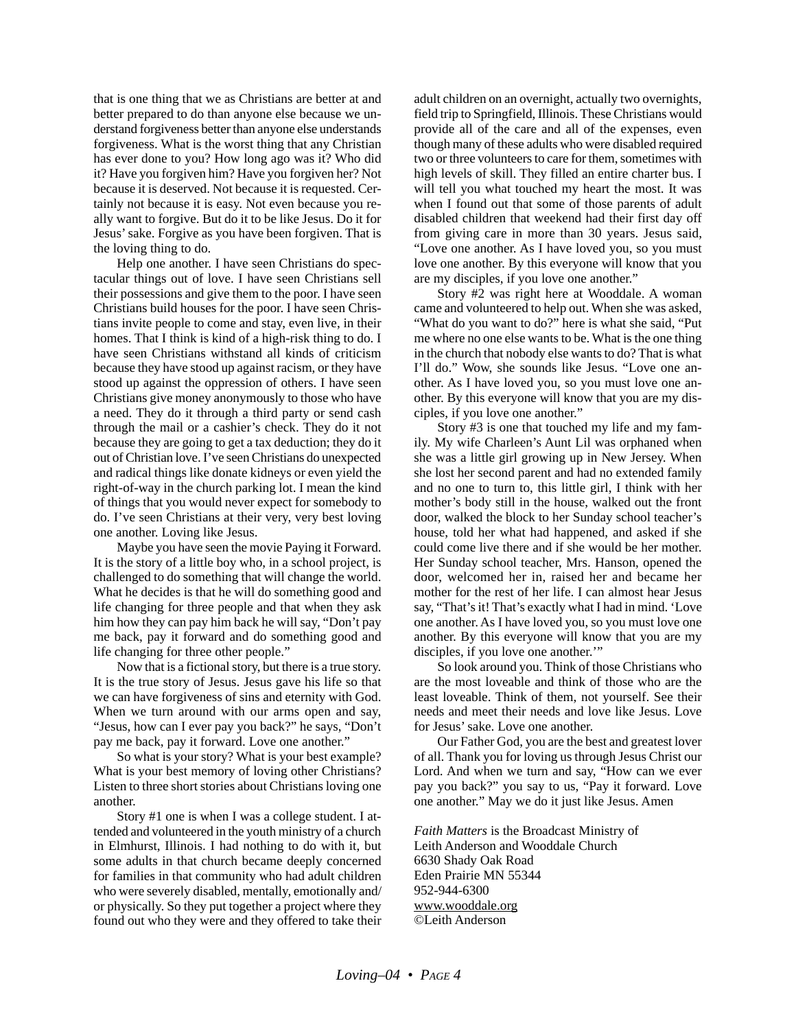that is one thing that we as Christians are better at and better prepared to do than anyone else because we understand forgiveness better than anyone else understands forgiveness. What is the worst thing that any Christian has ever done to you? How long ago was it? Who did it? Have you forgiven him? Have you forgiven her? Not because it is deserved. Not because it is requested. Certainly not because it is easy. Not even because you really want to forgive. But do it to be like Jesus. Do it for Jesus' sake. Forgive as you have been forgiven. That is the loving thing to do.

Help one another. I have seen Christians do spectacular things out of love. I have seen Christians sell their possessions and give them to the poor. I have seen Christians build houses for the poor. I have seen Christians invite people to come and stay, even live, in their homes. That I think is kind of a high-risk thing to do. I have seen Christians withstand all kinds of criticism because they have stood up against racism, or they have stood up against the oppression of others. I have seen Christians give money anonymously to those who have a need. They do it through a third party or send cash through the mail or a cashier's check. They do it not because they are going to get a tax deduction; they do it out of Christian love. I've seen Christians do unexpected and radical things like donate kidneys or even yield the right-of-way in the church parking lot. I mean the kind of things that you would never expect for somebody to do. I've seen Christians at their very, very best loving one another. Loving like Jesus.

Maybe you have seen the movie Paying it Forward. It is the story of a little boy who, in a school project, is challenged to do something that will change the world. What he decides is that he will do something good and life changing for three people and that when they ask him how they can pay him back he will say, "Don't pay me back, pay it forward and do something good and life changing for three other people."

Now that is a fictional story, but there is a true story. It is the true story of Jesus. Jesus gave his life so that we can have forgiveness of sins and eternity with God. When we turn around with our arms open and say, "Jesus, how can I ever pay you back?" he says, "Don't pay me back, pay it forward. Love one another."

So what is your story? What is your best example? What is your best memory of loving other Christians? Listen to three short stories about Christians loving one another.

Story #1 one is when I was a college student. I attended and volunteered in the youth ministry of a church in Elmhurst, Illinois. I had nothing to do with it, but some adults in that church became deeply concerned for families in that community who had adult children who were severely disabled, mentally, emotionally and/or physically. So they put together a project where they found out who they were and they offered to take their adult children on an overnight, actually two overnights, field trip to Springfield, Illinois. These Christians would provide all of the care and all of the expenses, even though many of these adults who were disabled required two or three volunteers to care for them, sometimes with high levels of skill. They filled an entire charter bus. I will tell you what touched my heart the most. It was when I found out that some of those parents of adult disabled children that weekend had their first day off from giving care in more than 30 years. Jesus said, "Love one another. As I have loved you, so you must love one another. By this everyone will know that you are my disciples, if you love one another."

Story #2 was right here at Wooddale. A woman came and volunteered to help out. When she was asked, "What do you want to do?" here is what she said, "Put me where no one else wants to be. What is the one thing in the church that nobody else wants to do? That is what I'll do." Wow, she sounds like Jesus. "Love one another. As I have loved you, so you must love one another. By this everyone will know that you are my disciples, if you love one another."

Story #3 is one that touched my life and my family. My wife Charleen's Aunt Lil was orphaned when she was a little girl growing up in New Jersey. When she lost her second parent and had no extended family and no one to turn to, this little girl, I think with her mother's body still in the house, walked out the front door, walked the block to her Sunday school teacher's house, told her what had happened, and asked if she could come live there and if she would be her mother. Her Sunday school teacher, Mrs. Hanson, opened the door, welcomed her in, raised her and became her mother for the rest of her life. I can almost hear Jesus say, "That's it! That's exactly what I had in mind. 'Love one another. As I have loved you, so you must love one another. By this everyone will know that you are my disciples, if you love one another.'"

So look around you. Think of those Christians who are the most loveable and think of those who are the least loveable. Think of them, not yourself. See their needs and meet their needs and love like Jesus. Love for Jesus' sake. Love one another.

Our Father God, you are the best and greatest lover of all. Thank you for loving us through Jesus Christ our Lord. And when we turn and say, "How can we ever pay you back?" you say to us, "Pay it forward. Love one another." May we do it just like Jesus. Amen

*Faith Matters* is the Broadcast Ministry of
Leith Anderson and Wooddale Church
6630 Shady Oak Road
Eden Prairie MN 55344
952-944-6300
www.wooddale.org
©Leith Anderson